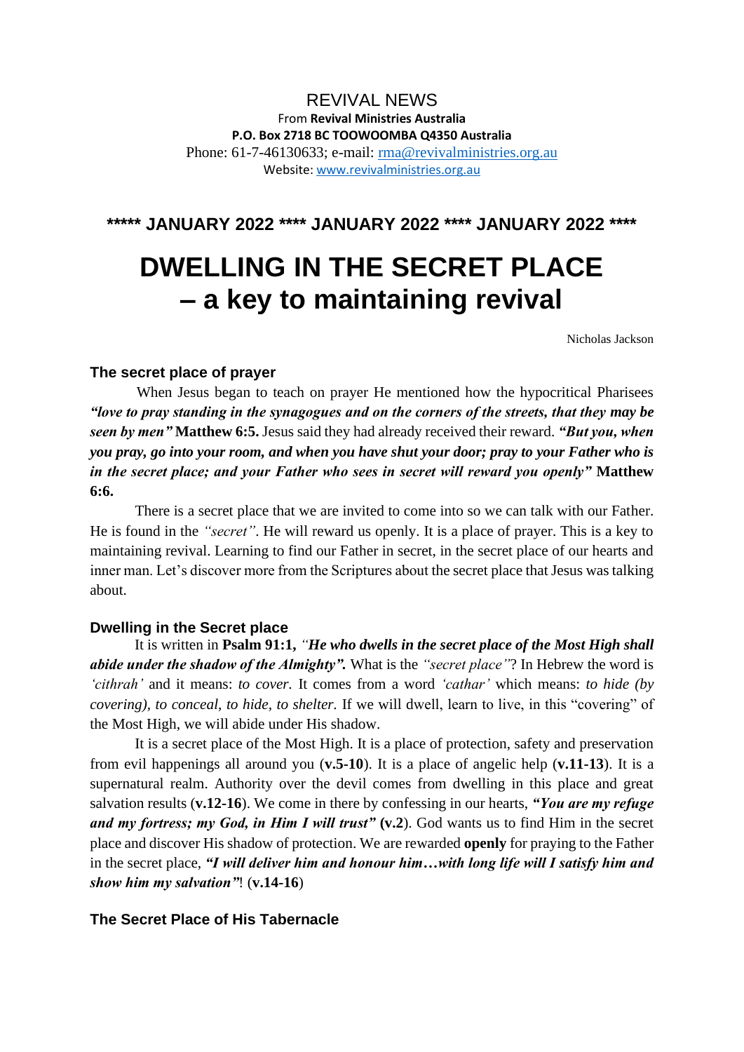REVIVAL NEWS

From **Revival Ministries Australia**

**P.O. Box 2718 BC TOOWOOMBA Q4350 Australia**

Phone: 61-7-46130633; e-mail: rma@revivalministries.org.au

Website: www.revivalministries.org.au

**\*\*\*\*\* JANUARY 2022 \*\*\*\* JANUARY 2022 \*\*\*\* JANUARY 2022 \*\*\*\***

# DWELLING IN THE SECRET PLACE – a key to maintaining revival

Nicholas Jackson

### The secret place of prayer

When Jesus began to teach on prayer He mentioned how the hypocritical Pharisees ***"love to pray standing in the synagogues and on the corners of the streets, that they may be seen by men"*** **Matthew 6:5.** Jesus said they had already received their reward. ***"But you, when you pray, go into your room, and when you have shut your door; pray to your Father who is in the secret place; and your Father who sees in secret will reward you openly"*** **Matthew 6:6.**

There is a secret place that we are invited to come into so we can talk with our Father. He is found in the *"secret"*. He will reward us openly. It is a place of prayer. This is a key to maintaining revival. Learning to find our Father in secret, in the secret place of our hearts and inner man. Let's discover more from the Scriptures about the secret place that Jesus was talking about.

### Dwelling in the Secret place

It is written in **Psalm 91:1,** *"**He who dwells in the secret place of the Most High shall abide under the shadow of the Almighty".*** What is the *"secret place"*? In Hebrew the word is *'cithrah'* and it means: *to cover.* It comes from a word *'cathar'* which means: *to hide (by covering), to conceal, to hide, to shelter.* If we will dwell, learn to live, in this "covering" of the Most High, we will abide under His shadow.

It is a secret place of the Most High. It is a place of protection, safety and preservation from evil happenings all around you (**v.5-10**). It is a place of angelic help (**v.11-13**). It is a supernatural realm. Authority over the devil comes from dwelling in this place and great salvation results (**v.12-16**). We come in there by confessing in our hearts, ***"You are my refuge and my fortress; my God, in Him I will trust"*** (**v.2**). God wants us to find Him in the secret place and discover His shadow of protection. We are rewarded **openly** for praying to the Father in the secret place, ***"I will deliver him and honour him…with long life will I satisfy him and show him my salvation"***! (**v.14-16**)

### The Secret Place of His Tabernacle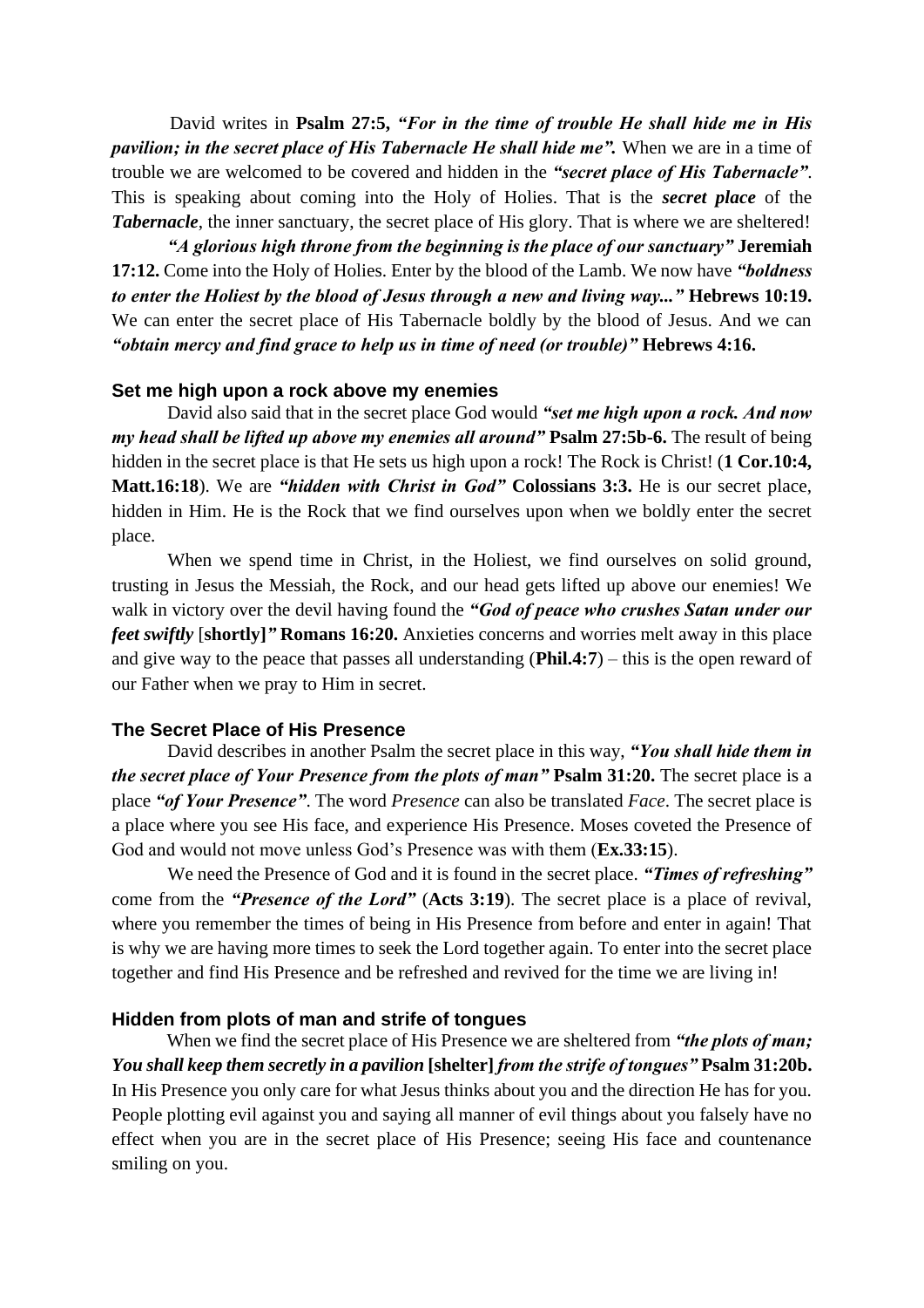David writes in **Psalm 27:5,** ***"For in the time of trouble He shall hide me in His pavilion; in the secret place of His Tabernacle He shall hide me".*** When we are in a time of trouble we are welcomed to be covered and hidden in the ***"secret place of His Tabernacle"***. This is speaking about coming into the Holy of Holies. That is the ***secret place*** of the ***Tabernacle***, the inner sanctuary, the secret place of His glory. That is where we are sheltered!

***"A glorious high throne from the beginning is the place of our sanctuary"*** **Jeremiah 17:12.** Come into the Holy of Holies. Enter by the blood of the Lamb. We now have ***"boldness to enter the Holiest by the blood of Jesus through a new and living way..."*** **Hebrews 10:19.** We can enter the secret place of His Tabernacle boldly by the blood of Jesus. And we can ***"obtain mercy and find grace to help us in time of need (or trouble)"*** **Hebrews 4:16.**

### Set me high upon a rock above my enemies

David also said that in the secret place God would ***"set me high upon a rock. And now my head shall be lifted up above my enemies all around"*** **Psalm 27:5b-6.** The result of being hidden in the secret place is that He sets us high upon a rock! The Rock is Christ! (**1 Cor.10:4, Matt.16:18**). We are ***"hidden with Christ in God"*** **Colossians 3:3.** He is our secret place, hidden in Him. He is the Rock that we find ourselves upon when we boldly enter the secret place.

When we spend time in Christ, in the Holiest, we find ourselves on solid ground, trusting in Jesus the Messiah, the Rock, and our head gets lifted up above our enemies! We walk in victory over the devil having found the ***"God of peace who crushes Satan under our feet swiftly*** [**shortly]"** **Romans 16:20.** Anxieties concerns and worries melt away in this place and give way to the peace that passes all understanding (**Phil.4:7**) – this is the open reward of our Father when we pray to Him in secret.

### The Secret Place of His Presence

David describes in another Psalm the secret place in this way, ***"You shall hide them in the secret place of Your Presence from the plots of man"*** **Psalm 31:20.** The secret place is a place ***"of Your Presence"***. The word *Presence* can also be translated *Face*. The secret place is a place where you see His face, and experience His Presence. Moses coveted the Presence of God and would not move unless God's Presence was with them (**Ex.33:15**).

We need the Presence of God and it is found in the secret place. ***"Times of refreshing"*** come from the ***"Presence of the Lord"*** (**Acts 3:19**). The secret place is a place of revival, where you remember the times of being in His Presence from before and enter in again! That is why we are having more times to seek the Lord together again. To enter into the secret place together and find His Presence and be refreshed and revived for the time we are living in!

### Hidden from plots of man and strife of tongues

When we find the secret place of His Presence we are sheltered from ***"the plots of man; You shall keep them secretly in a pavilion*** **[shelter]** ***from the strife of tongues"*** **Psalm 31:20b.** In His Presence you only care for what Jesus thinks about you and the direction He has for you. People plotting evil against you and saying all manner of evil things about you falsely have no effect when you are in the secret place of His Presence; seeing His face and countenance smiling on you.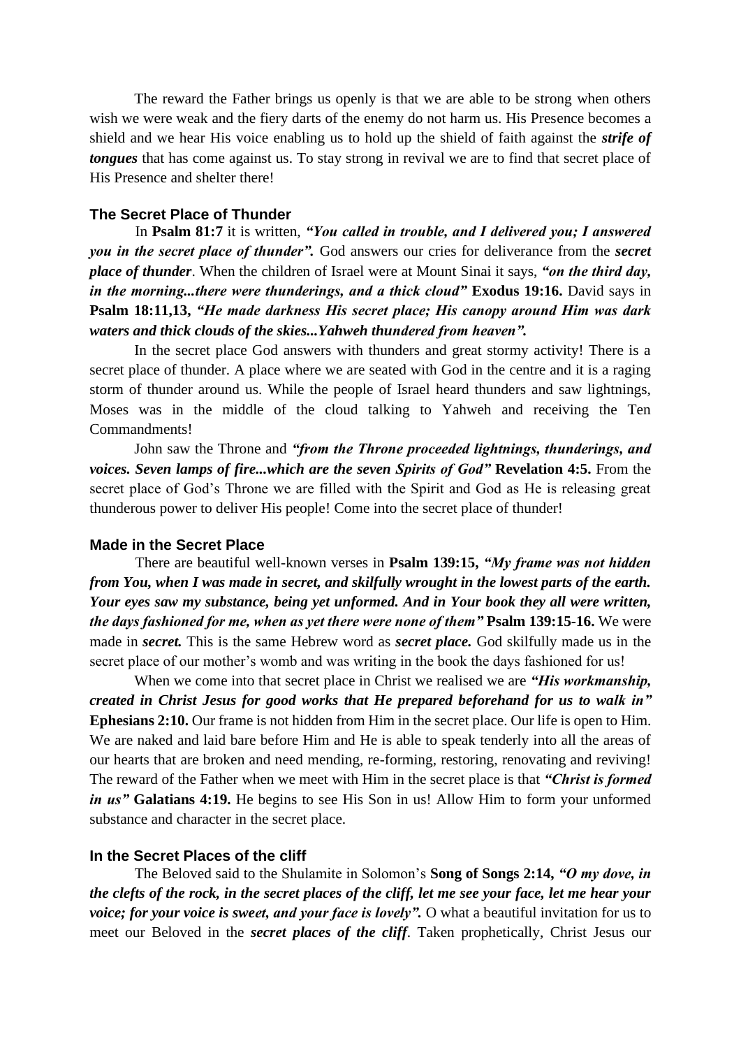The reward the Father brings us openly is that we are able to be strong when others wish we were weak and the fiery darts of the enemy do not harm us. His Presence becomes a shield and we hear His voice enabling us to hold up the shield of faith against the ***strife of tongues*** that has come against us. To stay strong in revival we are to find that secret place of His Presence and shelter there!

### The Secret Place of Thunder

In **Psalm 81:7** it is written, ***"You called in trouble, and I delivered you; I answered you in the secret place of thunder".*** God answers our cries for deliverance from the ***secret place of thunder***. When the children of Israel were at Mount Sinai it says, ***"on the third day, in the morning...there were thunderings, and a thick cloud"*** **Exodus 19:16.** David says in **Psalm 18:11,13,** ***"He made darkness His secret place; His canopy around Him was dark waters and thick clouds of the skies...Yahweh thundered from heaven".***

In the secret place God answers with thunders and great stormy activity! There is a secret place of thunder. A place where we are seated with God in the centre and it is a raging storm of thunder around us. While the people of Israel heard thunders and saw lightnings, Moses was in the middle of the cloud talking to Yahweh and receiving the Ten Commandments!

John saw the Throne and ***"from the Throne proceeded lightnings, thunderings, and voices. Seven lamps of fire...which are the seven Spirits of God"*** **Revelation 4:5.** From the secret place of God's Throne we are filled with the Spirit and God as He is releasing great thunderous power to deliver His people! Come into the secret place of thunder!

### Made in the Secret Place

There are beautiful well-known verses in **Psalm 139:15,** ***"My frame was not hidden from You, when I was made in secret, and skilfully wrought in the lowest parts of the earth. Your eyes saw my substance, being yet unformed. And in Your book they all were written, the days fashioned for me, when as yet there were none of them"*** **Psalm 139:15-16.** We were made in ***secret.*** This is the same Hebrew word as ***secret place.*** God skilfully made us in the secret place of our mother's womb and was writing in the book the days fashioned for us!

When we come into that secret place in Christ we realised we are ***"His workmanship, created in Christ Jesus for good works that He prepared beforehand for us to walk in"*** **Ephesians 2:10.** Our frame is not hidden from Him in the secret place. Our life is open to Him. We are naked and laid bare before Him and He is able to speak tenderly into all the areas of our hearts that are broken and need mending, re-forming, restoring, renovating and reviving! The reward of the Father when we meet with Him in the secret place is that ***"Christ is formed in us"*** **Galatians 4:19.** He begins to see His Son in us! Allow Him to form your unformed substance and character in the secret place.

### In the Secret Places of the cliff

The Beloved said to the Shulamite in Solomon's **Song of Songs 2:14,** ***"O my dove, in the clefts of the rock, in the secret places of the cliff, let me see your face, let me hear your voice; for your voice is sweet, and your face is lovely".*** O what a beautiful invitation for us to meet our Beloved in the ***secret places of the cliff***. Taken prophetically, Christ Jesus our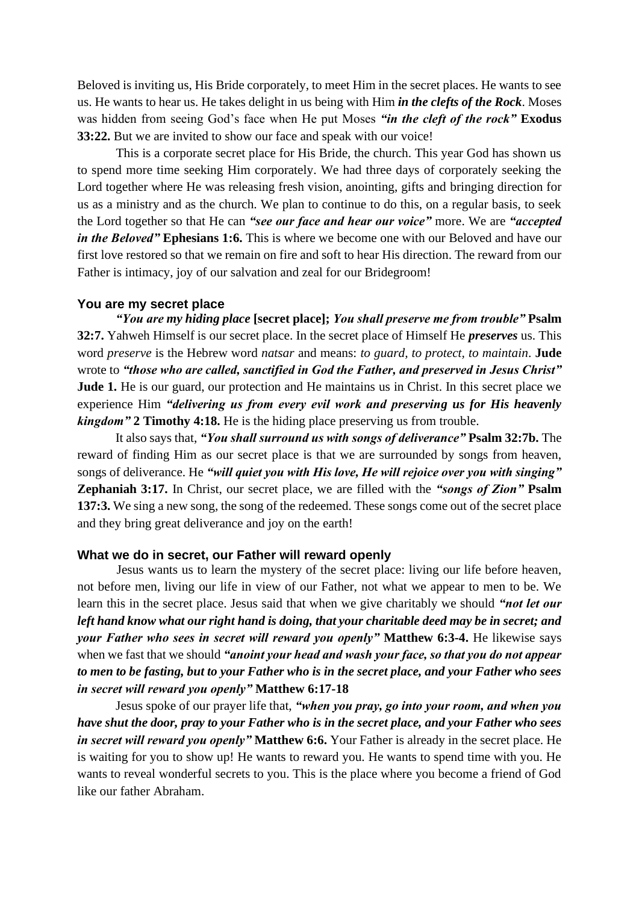Beloved is inviting us, His Bride corporately, to meet Him in the secret places. He wants to see us. He wants to hear us. He takes delight in us being with Him ***in the clefts of the Rock***. Moses was hidden from seeing God's face when He put Moses ***"in the cleft of the rock"*** **Exodus 33:22.** But we are invited to show our face and speak with our voice!

This is a corporate secret place for His Bride, the church. This year God has shown us to spend more time seeking Him corporately. We had three days of corporately seeking the Lord together where He was releasing fresh vision, anointing, gifts and bringing direction for us as a ministry and as the church. We plan to continue to do this, on a regular basis, to seek the Lord together so that He can ***"see our face and hear our voice"*** more. We are ***"accepted in the Beloved"*** **Ephesians 1:6.** This is where we become one with our Beloved and have our first love restored so that we remain on fire and soft to hear His direction. The reward from our Father is intimacy, joy of our salvation and zeal for our Bridegroom!

### You are my secret place

***"You are my hiding place*** **[secret place];** ***You shall preserve me from trouble"*** **Psalm 32:7.** Yahweh Himself is our secret place. In the secret place of Himself He ***preserves*** us. This word *preserve* is the Hebrew word *natsar* and means: *to guard, to protect, to maintain*. **Jude** wrote to ***"those who are called, sanctified in God the Father, and preserved in Jesus Christ"*** **Jude 1.** He is our guard, our protection and He maintains us in Christ. In this secret place we experience Him ***"delivering us from every evil work and preserving us for His heavenly kingdom"*** **2 Timothy 4:18.** He is the hiding place preserving us from trouble.

It also says that, ***"You shall surround us with songs of deliverance"*** **Psalm 32:7b.** The reward of finding Him as our secret place is that we are surrounded by songs from heaven, songs of deliverance. He ***"will quiet you with His love, He will rejoice over you with singing"*** **Zephaniah 3:17.** In Christ, our secret place, we are filled with the ***"songs of Zion"*** **Psalm 137:3.** We sing a new song, the song of the redeemed. These songs come out of the secret place and they bring great deliverance and joy on the earth!

### What we do in secret, our Father will reward openly

Jesus wants us to learn the mystery of the secret place: living our life before heaven, not before men, living our life in view of our Father, not what we appear to men to be. We learn this in the secret place. Jesus said that when we give charitably we should ***"not let our left hand know what our right hand is doing, that your charitable deed may be in secret; and your Father who sees in secret will reward you openly"*** **Matthew 6:3-4.** He likewise says when we fast that we should ***"anoint your head and wash your face, so that you do not appear to men to be fasting, but to your Father who is in the secret place, and your Father who sees in secret will reward you openly"*** **Matthew 6:17-18**

Jesus spoke of our prayer life that, ***"when you pray, go into your room, and when you have shut the door, pray to your Father who is in the secret place, and your Father who sees in secret will reward you openly"*** **Matthew 6:6.** Your Father is already in the secret place. He is waiting for you to show up! He wants to reward you. He wants to spend time with you. He wants to reveal wonderful secrets to you. This is the place where you become a friend of God like our father Abraham.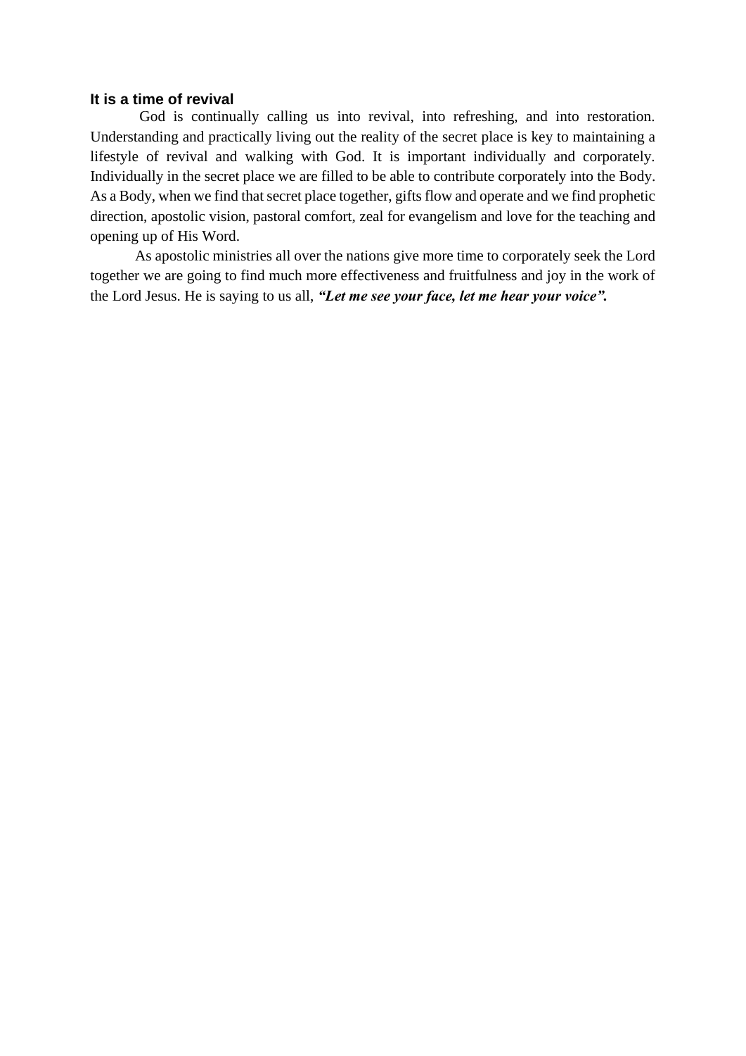### It is a time of revival

God is continually calling us into revival, into refreshing, and into restoration. Understanding and practically living out the reality of the secret place is key to maintaining a lifestyle of revival and walking with God. It is important individually and corporately. Individually in the secret place we are filled to be able to contribute corporately into the Body. As a Body, when we find that secret place together, gifts flow and operate and we find prophetic direction, apostolic vision, pastoral comfort, zeal for evangelism and love for the teaching and opening up of His Word.

As apostolic ministries all over the nations give more time to corporately seek the Lord together we are going to find much more effectiveness and fruitfulness and joy in the work of the Lord Jesus. He is saying to us all, ***"Let me see your face, let me hear your voice".***